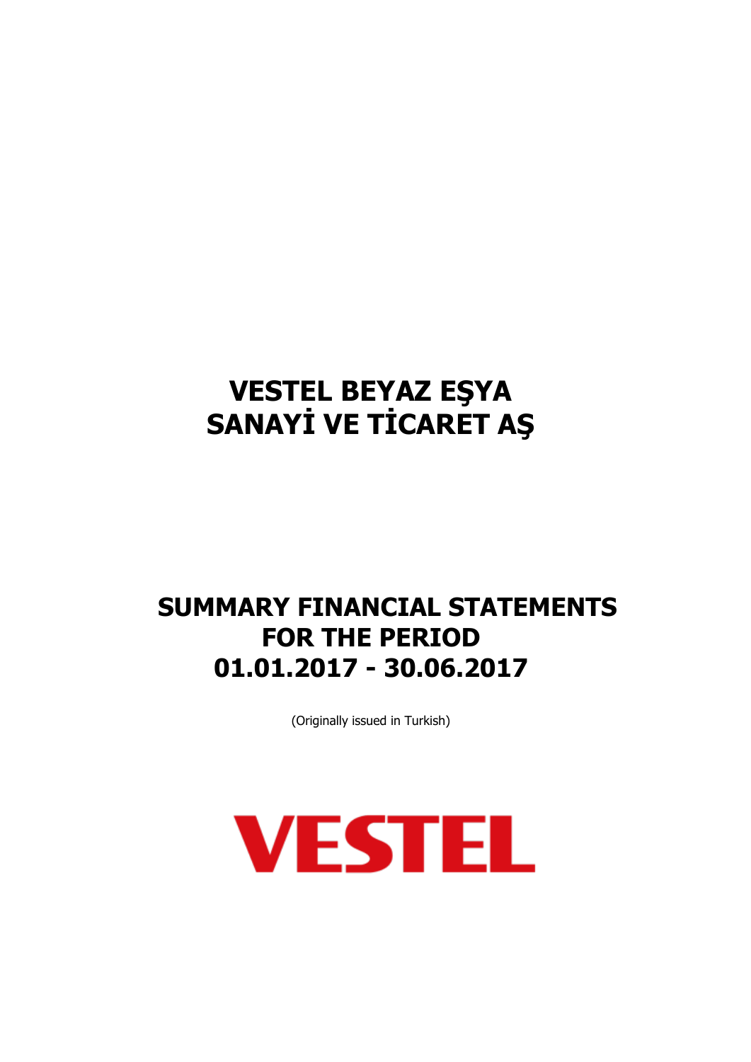# VESTEL BEYAZ EŞYA SANAYİ VE TİCARET AŞ

## SUMMARY FINANCIAL STATEMENTS FOR THE PERIOD 01.01.2017 - 30.06.2017

(Originally issued in Turkish)

VESTEL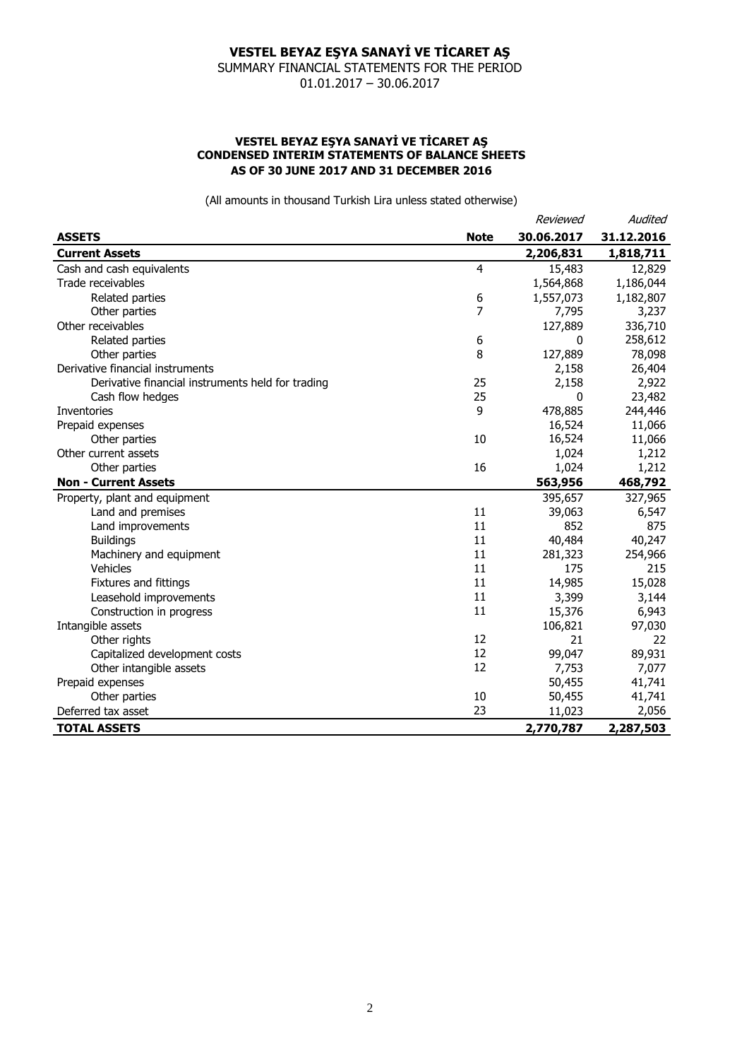# VESTEL BEYAZ EŞYA SANAYİ VE TİCARET AŞ

SUMMARY FINANCIAL STATEMENTS FOR THE PERIOD
01.01.2017 – 30.06.2017

### VESTEL BEYAZ EŞYA SANAYİ VE TİCARET AŞ
### CONDENSED INTERIM STATEMENTS OF BALANCE SHEETS
### AS OF 30 JUNE 2017 AND 31 DECEMBER 2016

(All amounts in thousand Turkish Lira unless stated otherwise)

| | | *Reviewed* | *Audited* |
|---|---|---|---|
| **ASSETS** | **Note** | **30.06.2017** | **31.12.2016** |
| **Current Assets** | | **2,206,831** | **1,818,711** |
| Cash and cash equivalents | 4 | 15,483 | 12,829 |
| Trade receivables | | 1,564,868 | 1,186,044 |
| Related parties | 6 | 1,557,073 | 1,182,807 |
| Other parties | 7 | 7,795 | 3,237 |
| Other receivables | | 127,889 | 336,710 |
| Related parties | 6 | 0 | 258,612 |
| Other parties | 8 | 127,889 | 78,098 |
| Derivative financial instruments | | 2,158 | 26,404 |
| Derivative financial instruments held for trading | 25 | 2,158 | 2,922 |
| Cash flow hedges | 25 | 0 | 23,482 |
| Inventories | 9 | 478,885 | 244,446 |
| Prepaid expenses | | 16,524 | 11,066 |
| Other parties | 10 | 16,524 | 11,066 |
| Other current assets | | 1,024 | 1,212 |
| Other parties | 16 | 1,024 | 1,212 |
| **Non - Current Assets** | | **563,956** | **468,792** |
| Property, plant and equipment | | 395,657 | 327,965 |
| Land and premises | 11 | 39,063 | 6,547 |
| Land improvements | 11 | 852 | 875 |
| Buildings | 11 | 40,484 | 40,247 |
| Machinery and equipment | 11 | 281,323 | 254,966 |
| Vehicles | 11 | 175 | 215 |
| Fixtures and fittings | 11 | 14,985 | 15,028 |
| Leasehold improvements | 11 | 3,399 | 3,144 |
| Construction in progress | 11 | 15,376 | 6,943 |
| Intangible assets | | 106,821 | 97,030 |
| Other rights | 12 | 21 | 22 |
| Capitalized development costs | 12 | 99,047 | 89,931 |
| Other intangible assets | 12 | 7,753 | 7,077 |
| Prepaid expenses | | 50,455 | 41,741 |
| Other parties | 10 | 50,455 | 41,741 |
| Deferred tax asset | 23 | 11,023 | 2,056 |
| **TOTAL ASSETS** | | **2,770,787** | **2,287,503** |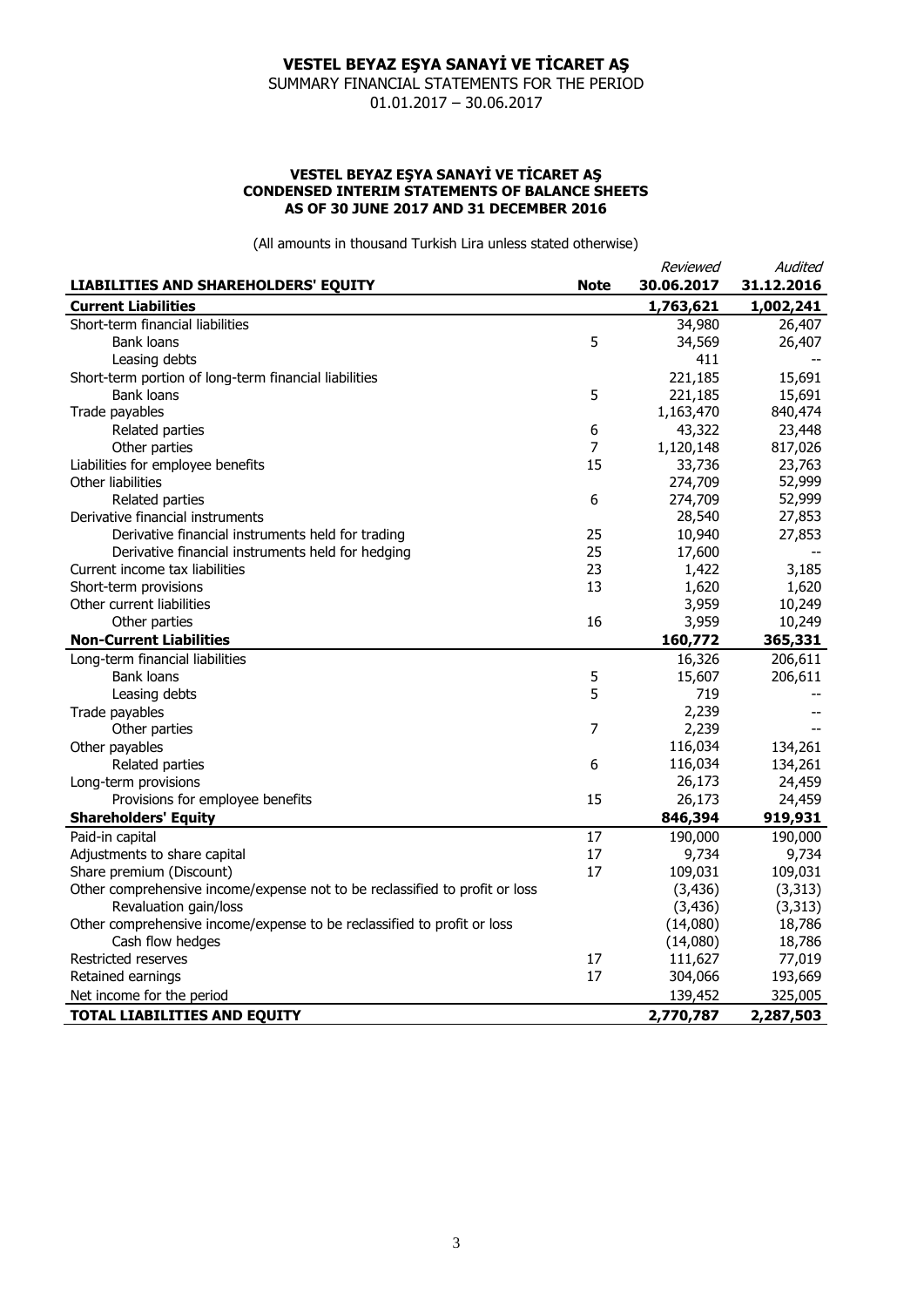# VESTEL BEYAZ EŞYA SANAYİ VE TİCARET AŞ

SUMMARY FINANCIAL STATEMENTS FOR THE PERIOD

01.01.2017 – 30.06.2017

## VESTEL BEYAZ EŞYA SANAYİ VE TİCARET AŞ
## CONDENSED INTERIM STATEMENTS OF BALANCE SHEETS
## AS OF 30 JUNE 2017 AND 31 DECEMBER 2016

(All amounts in thousand Turkish Lira unless stated otherwise)

| LIABILITIES AND SHAREHOLDERS' EQUITY | Note | *Reviewed* 30.06.2017 | *Audited* 31.12.2016 |
|---|---|---|---|
| **Current Liabilities** | | **1,763,621** | **1,002,241** |
| Short-term financial liabilities | | 34,980 | 26,407 |
| Bank loans | 5 | 34,569 | 26,407 |
| Leasing debts | | 411 | -- |
| Short-term portion of long-term financial liabilities | | 221,185 | 15,691 |
| Bank loans | 5 | 221,185 | 15,691 |
| Trade payables | | 1,163,470 | 840,474 |
| Related parties | 6 | 43,322 | 23,448 |
| Other parties | 7 | 1,120,148 | 817,026 |
| Liabilities for employee benefits | 15 | 33,736 | 23,763 |
| Other liabilities | | 274,709 | 52,999 |
| Related parties | 6 | 274,709 | 52,999 |
| Derivative financial instruments | | 28,540 | 27,853 |
| Derivative financial instruments held for trading | 25 | 10,940 | 27,853 |
| Derivative financial instruments held for hedging | 25 | 17,600 | -- |
| Current income tax liabilities | 23 | 1,422 | 3,185 |
| Short-term provisions | 13 | 1,620 | 1,620 |
| Other current liabilities | | 3,959 | 10,249 |
| Other parties | 16 | 3,959 | 10,249 |
| **Non-Current Liabilities** | | **160,772** | **365,331** |
| Long-term financial liabilities | | 16,326 | 206,611 |
| Bank loans | 5 | 15,607 | 206,611 |
| Leasing debts | 5 | 719 | -- |
| Trade payables | | 2,239 | -- |
| Other parties | 7 | 2,239 | -- |
| Other payables | | 116,034 | 134,261 |
| Related parties | 6 | 116,034 | 134,261 |
| Long-term provisions | | 26,173 | 24,459 |
| Provisions for employee benefits | 15 | 26,173 | 24,459 |
| **Shareholders' Equity** | | **846,394** | **919,931** |
| Paid-in capital | 17 | 190,000 | 190,000 |
| Adjustments to share capital | 17 | 9,734 | 9,734 |
| Share premium (Discount) | 17 | 109,031 | 109,031 |
| Other comprehensive income/expense not to be reclassified to profit or loss | | (3,436) | (3,313) |
| Revaluation gain/loss | | (3,436) | (3,313) |
| Other comprehensive income/expense to be reclassified to profit or loss | | (14,080) | 18,786 |
| Cash flow hedges | | (14,080) | 18,786 |
| Restricted reserves | 17 | 111,627 | 77,019 |
| Retained earnings | 17 | 304,066 | 193,669 |
| Net income for the period | | 139,452 | 325,005 |
| **TOTAL LIABILITIES AND EQUITY** | | **2,770,787** | **2,287,503** |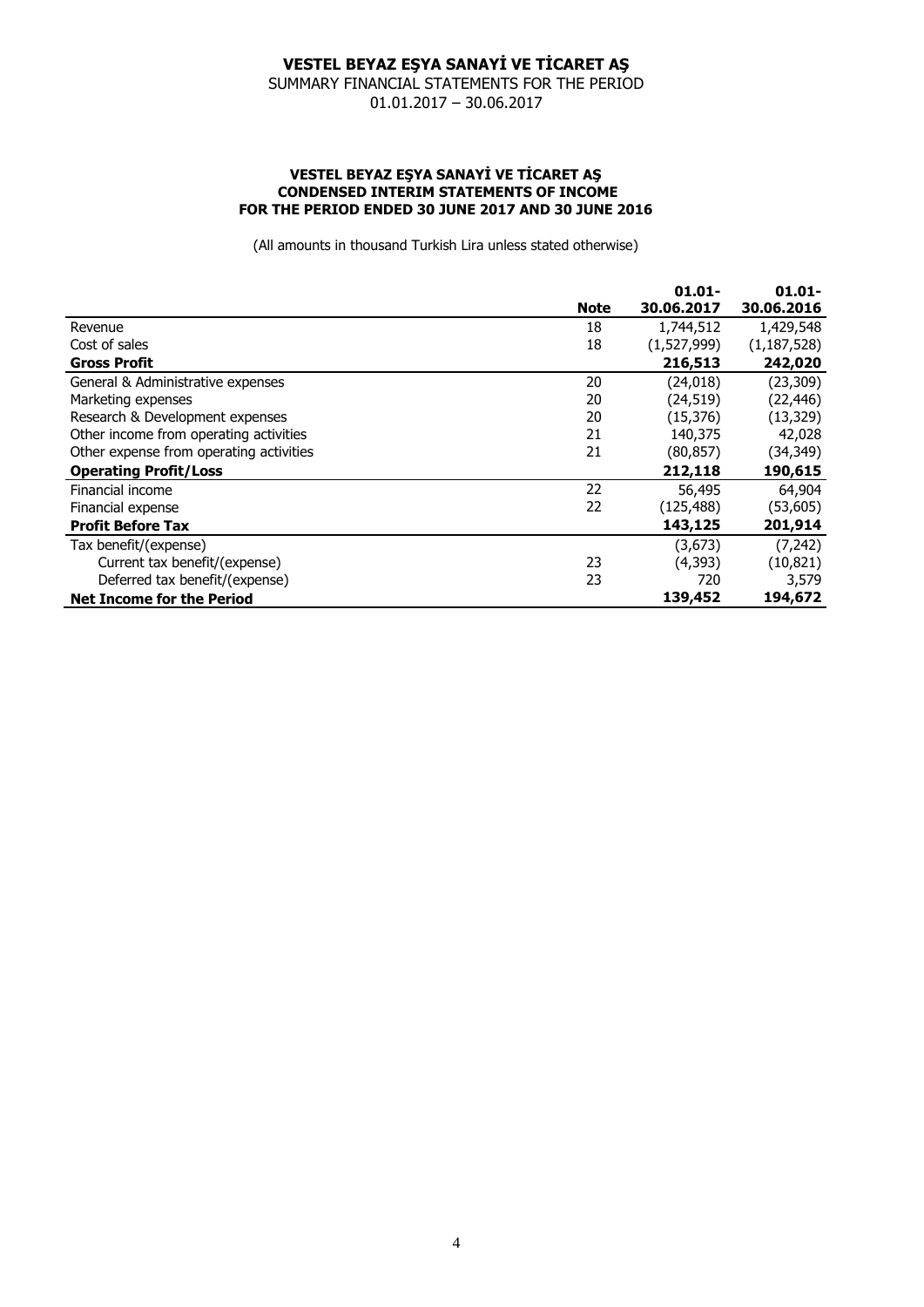# VESTEL BEYAZ EŞYA SANAYİ VE TİCARET AŞ

SUMMARY FINANCIAL STATEMENTS FOR THE PERIOD
01.01.2017 – 30.06.2017

### VESTEL BEYAZ EŞYA SANAYİ VE TİCARET AŞ
### CONDENSED INTERIM STATEMENTS OF INCOME
### FOR THE PERIOD ENDED 30 JUNE 2017 AND 30 JUNE 2016

(All amounts in thousand Turkish Lira unless stated otherwise)

| | **Note** | **01.01-30.06.2017** | **01.01-30.06.2016** |
|---|---|---|---|
| Revenue | 18 | 1,744,512 | 1,429,548 |
| Cost of sales | 18 | (1,527,999) | (1,187,528) |
| **Gross Profit** | | **216,513** | **242,020** |
| General & Administrative expenses | 20 | (24,018) | (23,309) |
| Marketing expenses | 20 | (24,519) | (22,446) |
| Research & Development expenses | 20 | (15,376) | (13,329) |
| Other income from operating activities | 21 | 140,375 | 42,028 |
| Other expense from operating activities | 21 | (80,857) | (34,349) |
| **Operating Profit/Loss** | | **212,118** | **190,615** |
| Financial income | 22 | 56,495 | 64,904 |
| Financial expense | 22 | (125,488) | (53,605) |
| **Profit Before Tax** | | **143,125** | **201,914** |
| Tax benefit/(expense) | | (3,673) | (7,242) |
| Current tax benefit/(expense) | 23 | (4,393) | (10,821) |
| Deferred tax benefit/(expense) | 23 | 720 | 3,579 |
| **Net Income for the Period** | | **139,452** | **194,672** |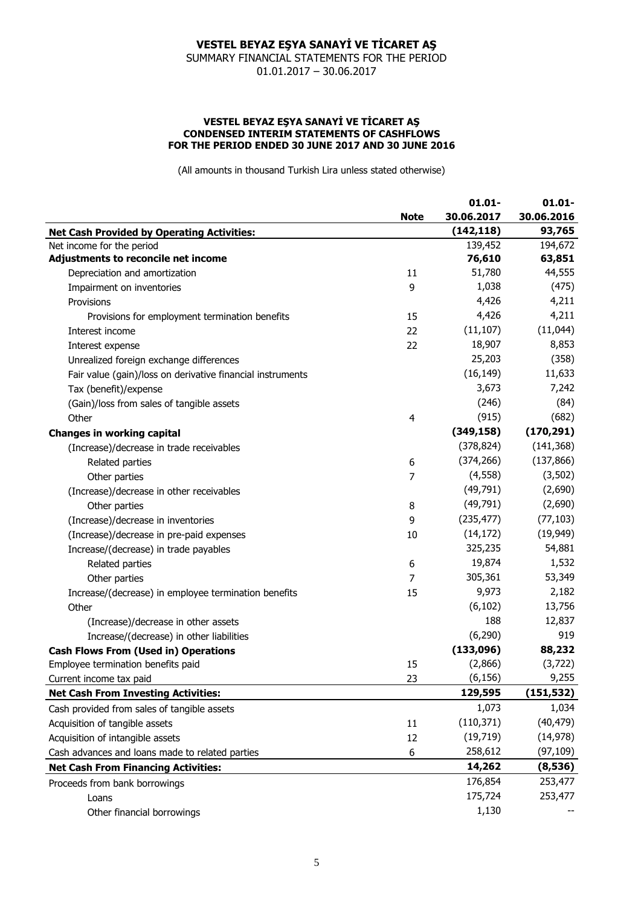# VESTEL BEYAZ EŞYA SANAYİ VE TİCARET AŞ

SUMMARY FINANCIAL STATEMENTS FOR THE PERIOD
01.01.2017 – 30.06.2017

**VESTEL BEYAZ EŞYA SANAYİ VE TİCARET AŞ**
**CONDENSED INTERIM STATEMENTS OF CASHFLOWS**
**FOR THE PERIOD ENDED 30 JUNE 2017 AND 30 JUNE 2016**

(All amounts in thousand Turkish Lira unless stated otherwise)

| | Note | 01.01-30.06.2017 | 01.01-30.06.2016 |
|---|---|---|---|
| **Net Cash Provided by Operating Activities:** | | **(142,118)** | **93,765** |
| Net income for the period | | 139,452 | 194,672 |
| **Adjustments to reconcile net income** | | **76,610** | **63,851** |
| Depreciation and amortization | 11 | 51,780 | 44,555 |
| Impairment on inventories | 9 | 1,038 | (475) |
| Provisions | | 4,426 | 4,211 |
| Provisions for employment termination benefits | 15 | 4,426 | 4,211 |
| Interest income | 22 | (11,107) | (11,044) |
| Interest expense | 22 | 18,907 | 8,853 |
| Unrealized foreign exchange differences | | 25,203 | (358) |
| Fair value (gain)/loss on derivative financial instruments | | (16,149) | 11,633 |
| Tax (benefit)/expense | | 3,673 | 7,242 |
| (Gain)/loss from sales of tangible assets | | (246) | (84) |
| Other | 4 | (915) | (682) |
| **Changes in working capital** | | **(349,158)** | **(170,291)** |
| (Increase)/decrease in trade receivables | | (378,824) | (141,368) |
| Related parties | 6 | (374,266) | (137,866) |
| Other parties | 7 | (4,558) | (3,502) |
| (Increase)/decrease in other receivables | | (49,791) | (2,690) |
| Other parties | 8 | (49,791) | (2,690) |
| (Increase)/decrease in inventories | 9 | (235,477) | (77,103) |
| (Increase)/decrease in pre-paid expenses | 10 | (14,172) | (19,949) |
| Increase/(decrease) in trade payables | | 325,235 | 54,881 |
| Related parties | 6 | 19,874 | 1,532 |
| Other parties | 7 | 305,361 | 53,349 |
| Increase/(decrease) in employee termination benefits | 15 | 9,973 | 2,182 |
| Other | | (6,102) | 13,756 |
| (Increase)/decrease in other assets | | 188 | 12,837 |
| Increase/(decrease) in other liabilities | | (6,290) | 919 |
| **Cash Flows From (Used in) Operations** | | **(133,096)** | **88,232** |
| Employee termination benefits paid | 15 | (2,866) | (3,722) |
| Current income tax paid | 23 | (6,156) | 9,255 |
| **Net Cash From Investing Activities:** | | **129,595** | **(151,532)** |
| Cash provided from sales of tangible assets | | 1,073 | 1,034 |
| Acquisition of tangible assets | 11 | (110,371) | (40,479) |
| Acquisition of intangible assets | 12 | (19,719) | (14,978) |
| Cash advances and loans made to related parties | 6 | 258,612 | (97,109) |
| **Net Cash From Financing Activities:** | | **14,262** | **(8,536)** |
| Proceeds from bank borrowings | | 176,854 | 253,477 |
| Loans | | 175,724 | 253,477 |
| Other financial borrowings | | 1,130 | -- |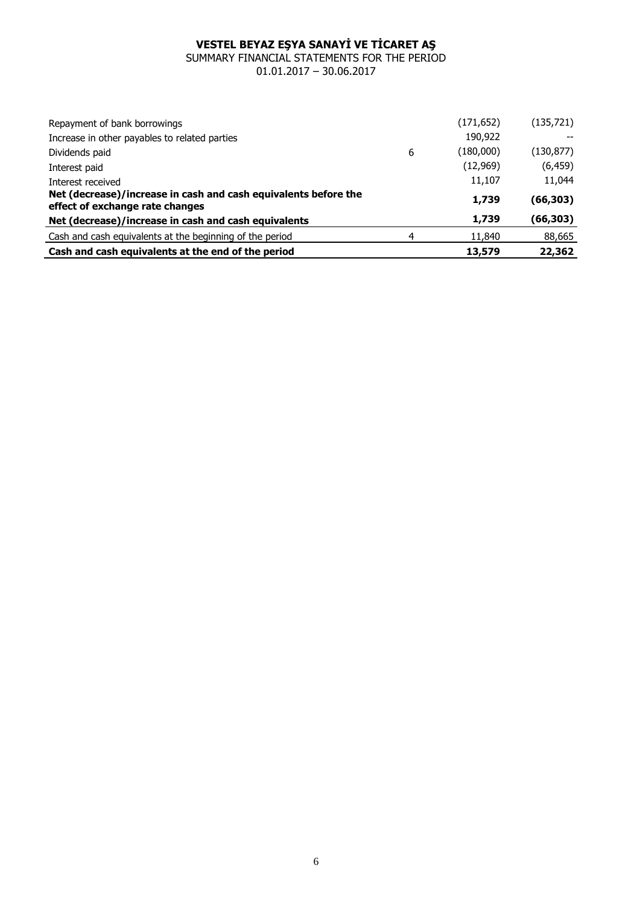# VESTEL BEYAZ EŞYA SANAYİ VE TİCARET AŞ

SUMMARY FINANCIAL STATEMENTS FOR THE PERIOD
01.01.2017 – 30.06.2017

| | | | |
|---|---|---|---|
| Repayment of bank borrowings | | (171,652) | (135,721) |
| Increase in other payables to related parties | | 190,922 | -- |
| Dividends paid | 6 | (180,000) | (130,877) |
| Interest paid | | (12,969) | (6,459) |
| Interest received | | 11,107 | 11,044 |
| **Net (decrease)/increase in cash and cash equivalents before the effect of exchange rate changes** | | **1,739** | **(66,303)** |
| **Net (decrease)/increase in cash and cash equivalents** | | **1,739** | **(66,303)** |
| Cash and cash equivalents at the beginning of the period | 4 | 11,840 | 88,665 |
| **Cash and cash equivalents at the end of the period** | | **13,579** | **22,362** |